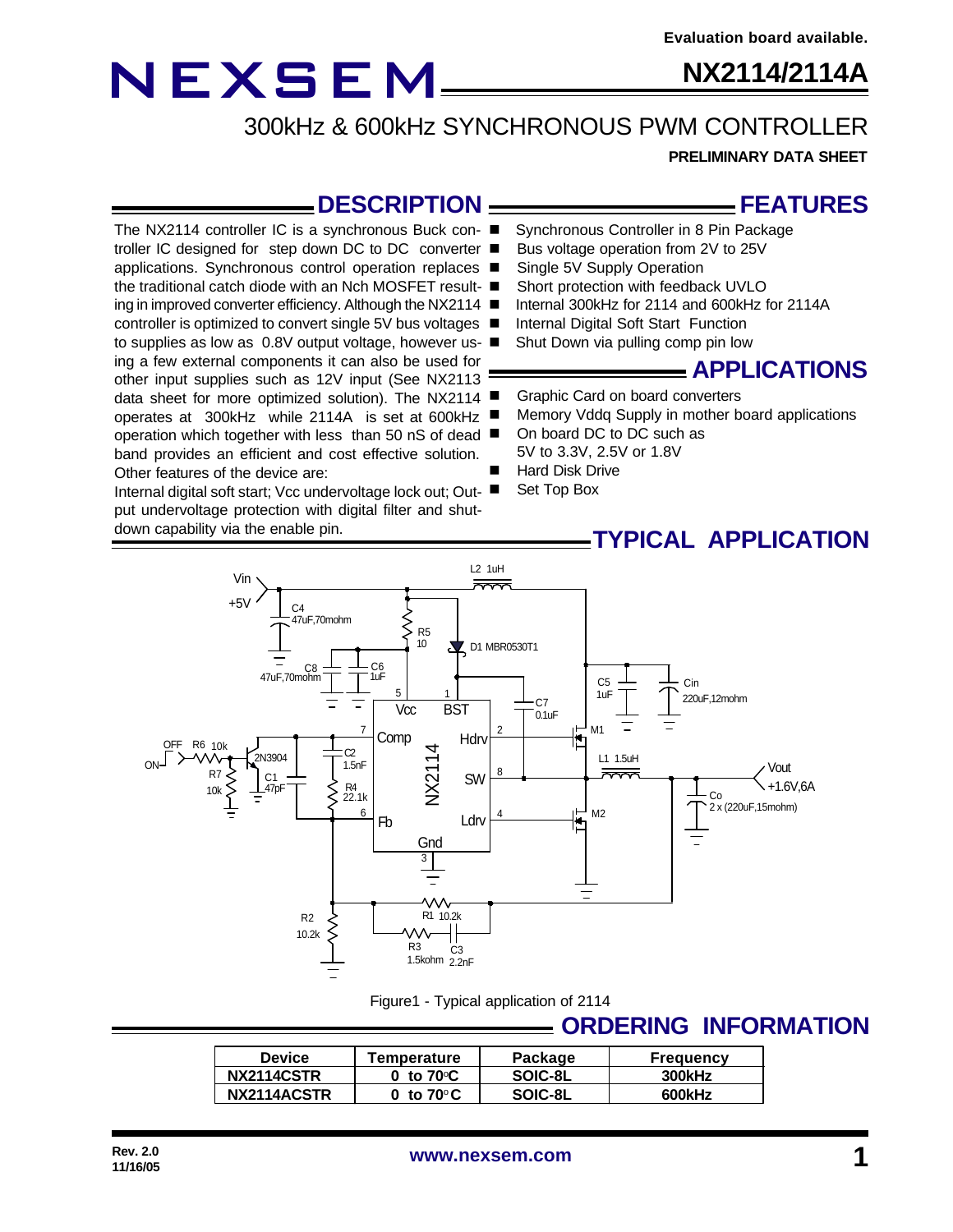Evaluation board available.

# NEXSEM

## NX2114/2114A

## 300kHz & 600kHz SYNCHRONOUS PWM CONTROLLER

**PRELIMINARY DATA SHEET**

## DESCRIPTION

The NX2114 controller IC is a synchronous Buck controller IC designed for step down DC to DC converter applications. Synchronous control operation replaces the traditional catch diode with an Nch MOSFET resulting in improved converter efficiency. Although the NX2114 controller is optimized to convert single 5V bus voltages to supplies as low as 0.8V output voltage, however using a few external components it can also be used for other input supplies such as 12V input (See NX2113 data sheet for more optimized solution). The NX2114 operates at 300kHz while 2114A is set at 600kHz operation which together with less than 50 nS of dead band provides an efficient and cost effective solution. Other features of the device are:

Internal digital soft start; Vcc undervoltage lock out; Output undervoltage protection with digital filter and shutdown capability via the enable pin.

## FEATURES

- Synchronous Controller in 8 Pin Package
- Bus voltage operation from 2V to 25V
- Single 5V Supply Operation
- Short protection with feedback UVLO
- Internal 300kHz for 2114 and 600kHz for 2114A
- Internal Digital Soft Start Function
- Shut Down via pulling comp pin low

## APPLICATIONS

- Graphic Card on board converters
- Memory Vddq Supply in mother board applications
- On board DC to DC such as 5V to 3.3V, 2.5V or 1.8V
- Hard Disk Drive
- Set Top Box

## TYPICAL APPLICATION

Figure1 - Typical application of 2114

## ORDERING INFORMATION

| Device | Temperature | Package | Frequency |
|---|---|---|---|
| NX2114CSTR | 0 to 70°C | SOIC-8L | 300kHz |
| NX2114ACSTR | 0 to 70°C | SOIC-8L | 600kHz |

Rev. 2.0
11/16/05

www.nexsem.com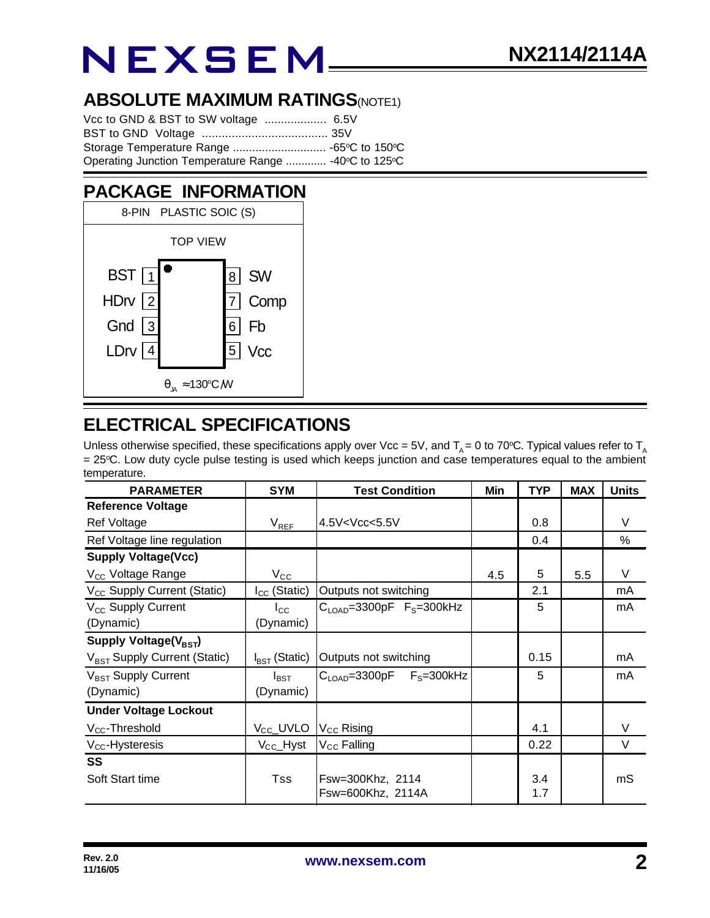## ABSOLUTE MAXIMUM RATINGS(NOTE1)

Vcc to GND & BST to SW voltage ................... 6.5V
BST to GND Voltage ...................................... 35V
Storage Temperature Range ............................ -65°C to 150°C
Operating Junction Temperature Range ............. -40°C to 125°C

## PACKAGE INFORMATION

8-PIN PLASTIC SOIC (S)

TOP VIEW

| Pin | Name | Pin | Name |
|---|---|---|---|
| 1 | BST | 8 | SW |
| 2 | HDrv | 7 | Comp |
| 3 | Gnd | 6 | Fb |
| 4 | LDrv | 5 | Vcc |

$\theta_{JA} \approx 130^{o}C/W$

## ELECTRICAL SPECIFICATIONS

Unless otherwise specified, these specifications apply over Vcc = 5V, and $T_A$ = 0 to 70°C. Typical values refer to $T_A$ = 25°C. Low duty cycle pulse testing is used which keeps junction and case temperatures equal to the ambient temperature.

| PARAMETER | SYM | Test Condition | Min | TYP | MAX | Units |
|---|---|---|---|---|---|---|
| **Reference Voltage** | | | | | | |
| Ref Voltage | $V_{REF}$ | 4.5V<Vcc<5.5V | | 0.8 | | V |
| Ref Voltage line regulation | | | | 0.4 | | % |
| **Supply Voltage(Vcc)** | | | | | | |
| $V_{CC}$ Voltage Range | $V_{CC}$ | | 4.5 | 5 | 5.5 | V |
| $V_{CC}$ Supply Current (Static) | $I_{CC}$ (Static) | Outputs not switching | | 2.1 | | mA |
| $V_{CC}$ Supply Current (Dynamic) | $I_{CC}$ (Dynamic) | $C_{LOAD}$=3300pF $F_S$=300kHz | | 5 | | mA |
| **Supply Voltage($V_{BST}$)** | | | | | | |
| $V_{BST}$ Supply Current (Static) | $I_{BST}$ (Static) | Outputs not switching | | 0.15 | | mA |
| $V_{BST}$ Supply Current (Dynamic) | $I_{BST}$ (Dynamic) | $C_{LOAD}$=3300pF $F_S$=300kHz | | 5 | | mA |
| **Under Voltage Lockout** | | | | | | |
| $V_{CC}$-Threshold | $V_{CC}$_UVLO | $V_{CC}$ Rising | | 4.1 | | V |
| $V_{CC}$-Hysteresis | $V_{CC}$_Hyst | $V_{CC}$ Falling | | 0.22 | | V |
| **SS** | | | | | | |
| Soft Start time | Tss | Fsw=300Khz, 2114<br>Fsw=600Khz, 2114A | | 3.4<br>1.7 | | mS |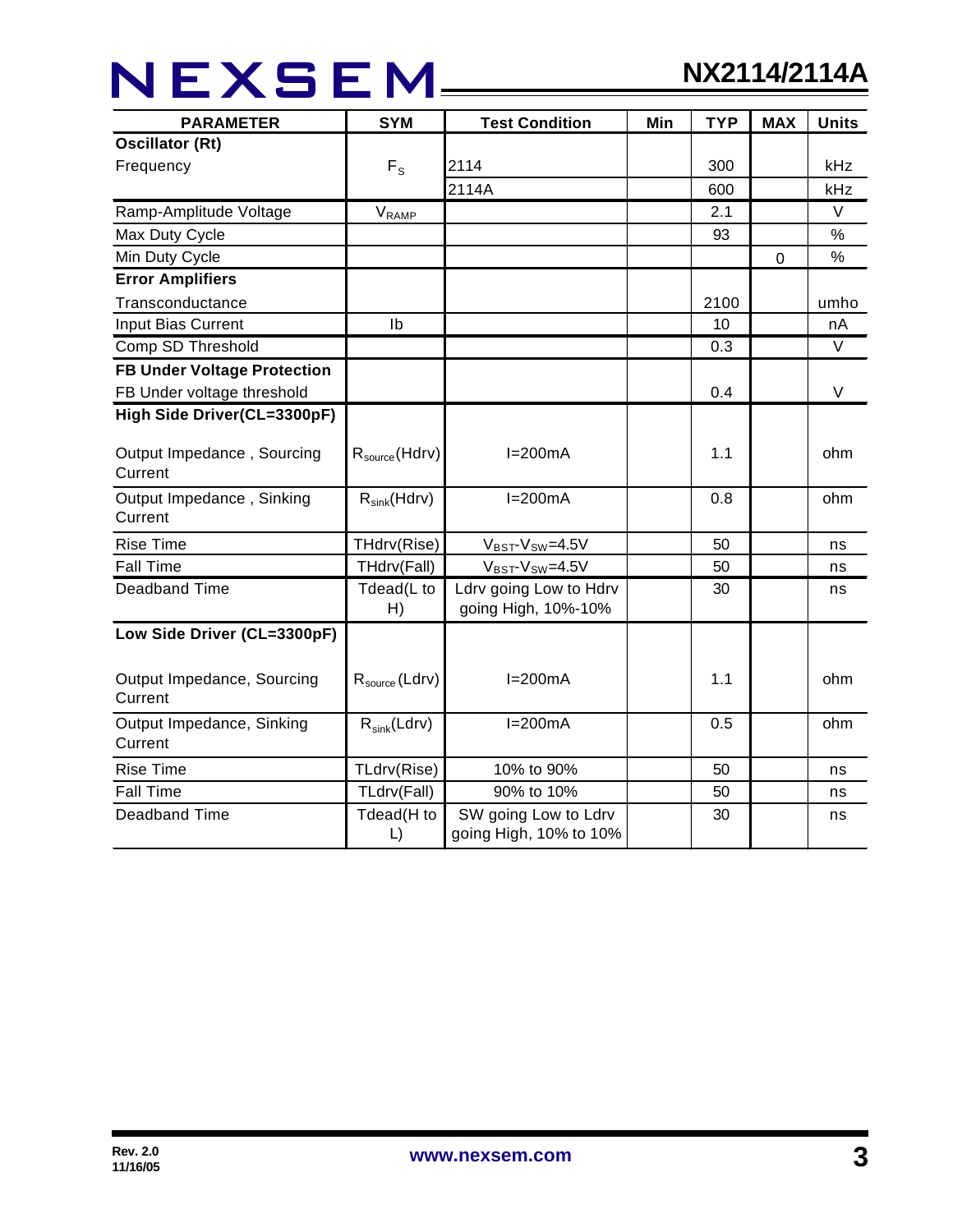| PARAMETER | SYM | Test Condition | Min | TYP | MAX | Units |
|---|---|---|---|---|---|---|
| **Oscillator (Rt)** | | | | | | |
| Frequency | $F_S$ | 2114 | | 300 | | kHz |
| | | 2114A | | 600 | | kHz |
| Ramp-Amplitude Voltage | $V_{RAMP}$ | | | 2.1 | | V |
| Max Duty Cycle | | | | 93 | | % |
| Min Duty Cycle | | | | | 0 | % |
| **Error Amplifiers** | | | | | | |
| Transconductance | | | | 2100 | | umho |
| Input Bias Current | Ib | | | 10 | | nA |
| Comp SD Threshold | | | | 0.3 | | V |
| **FB Under Voltage Protection** | | | | | | |
| FB Under voltage threshold | | | | 0.4 | | V |
| **High Side Driver(CL=3300pF)** | | | | | | |
| Output Impedance , Sourcing Current | $R_{source}$(Hdrv) | I=200mA | | 1.1 | | ohm |
| Output Impedance , Sinking Current | $R_{sink}$(Hdrv) | I=200mA | | 0.8 | | ohm |
| Rise Time | THdrv(Rise) | $V_{BST}$-$V_{SW}$=4.5V | | 50 | | ns |
| Fall Time | THdrv(Fall) | $V_{BST}$-$V_{SW}$=4.5V | | 50 | | ns |
| Deadband Time | Tdead(L to H) | Ldrv going Low to Hdrv going High, 10%-10% | | 30 | | ns |
| **Low Side Driver (CL=3300pF)** | | | | | | |
| Output Impedance, Sourcing Current | $R_{source}$(Ldrv) | I=200mA | | 1.1 | | ohm |
| Output Impedance, Sinking Current | $R_{sink}$(Ldrv) | I=200mA | | 0.5 | | ohm |
| Rise Time | TLdrv(Rise) | 10% to 90% | | 50 | | ns |
| Fall Time | TLdrv(Fall) | 90% to 10% | | 50 | | ns |
| Deadband Time | Tdead(H to L) | SW going Low to Ldrv going High, 10% to 10% | | 30 | | ns |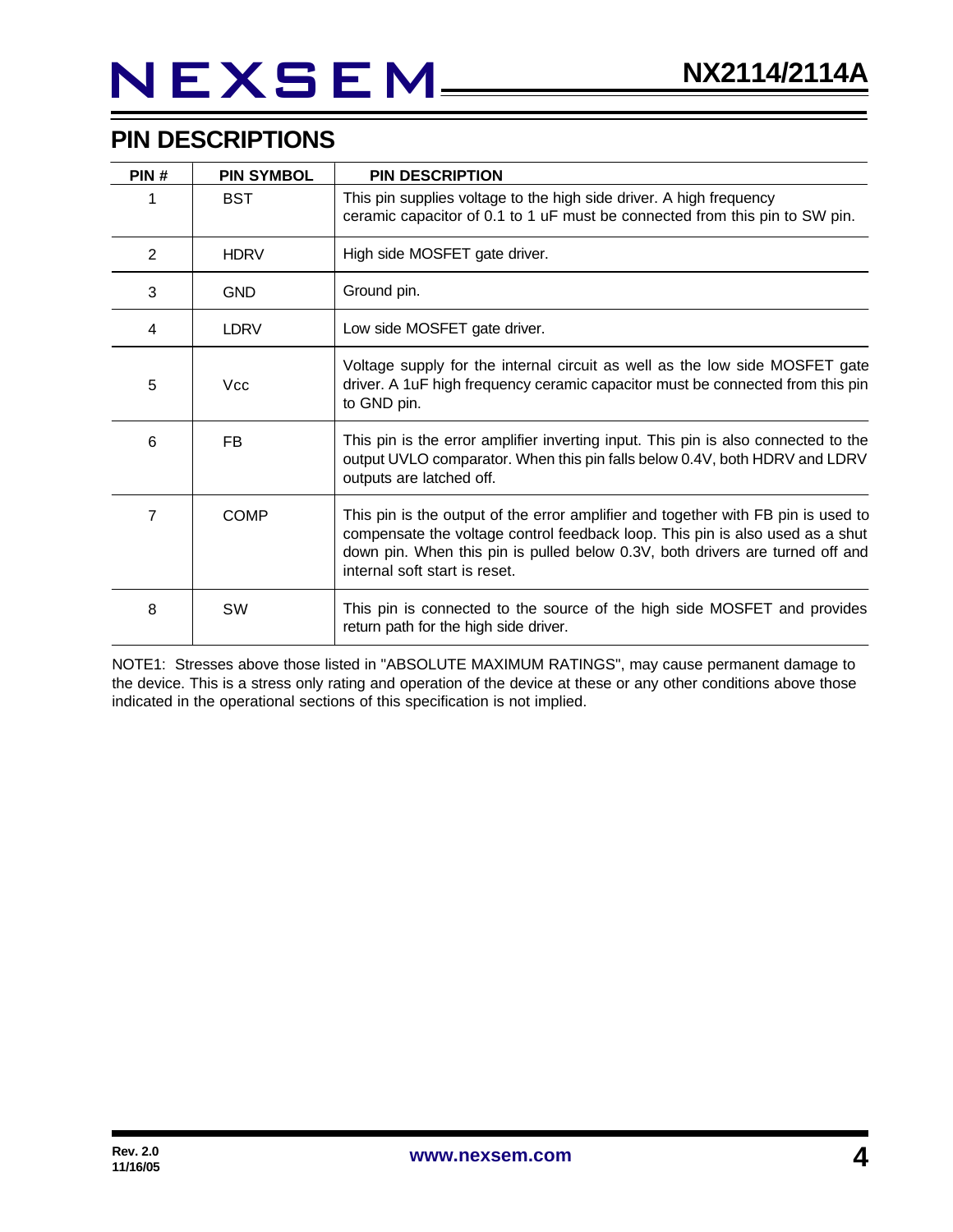## PIN DESCRIPTIONS

| PIN # | PIN SYMBOL | PIN DESCRIPTION |
|---|---|---|
| 1 | BST | This pin supplies voltage to the high side driver. A high frequency ceramic capacitor of 0.1 to 1 uF must be connected from this pin to SW pin. |
| 2 | HDRV | High side MOSFET gate driver. |
| 3 | GND | Ground pin. |
| 4 | LDRV | Low side MOSFET gate driver. |
| 5 | Vcc | Voltage supply for the internal circuit as well as the low side MOSFET gate driver. A 1uF high frequency ceramic capacitor must be connected from this pin to GND pin. |
| 6 | FB | This pin is the error amplifier inverting input. This pin is also connected to the output UVLO comparator. When this pin falls below 0.4V, both HDRV and LDRV outputs are latched off. |
| 7 | COMP | This pin is the output of the error amplifier and together with FB pin is used to compensate the voltage control feedback loop. This pin is also used as a shut down pin. When this pin is pulled below 0.3V, both drivers are turned off and internal soft start is reset. |
| 8 | SW | This pin is connected to the source of the high side MOSFET and provides return path for the high side driver. |

NOTE1: Stresses above those listed in "ABSOLUTE MAXIMUM RATINGS", may cause permanent damage to the device. This is a stress only rating and operation of the device at these or any other conditions above those indicated in the operational sections of this specification is not implied.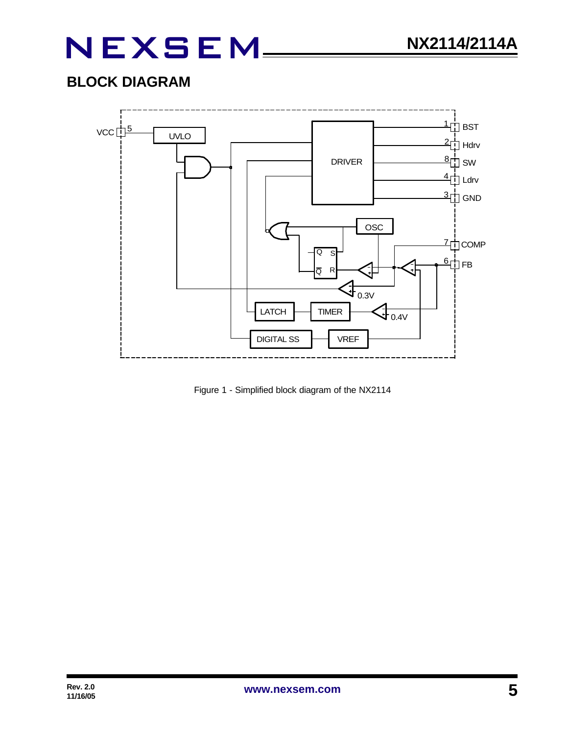## BLOCK DIAGRAM

Figure 1 - Simplified block diagram of the NX2114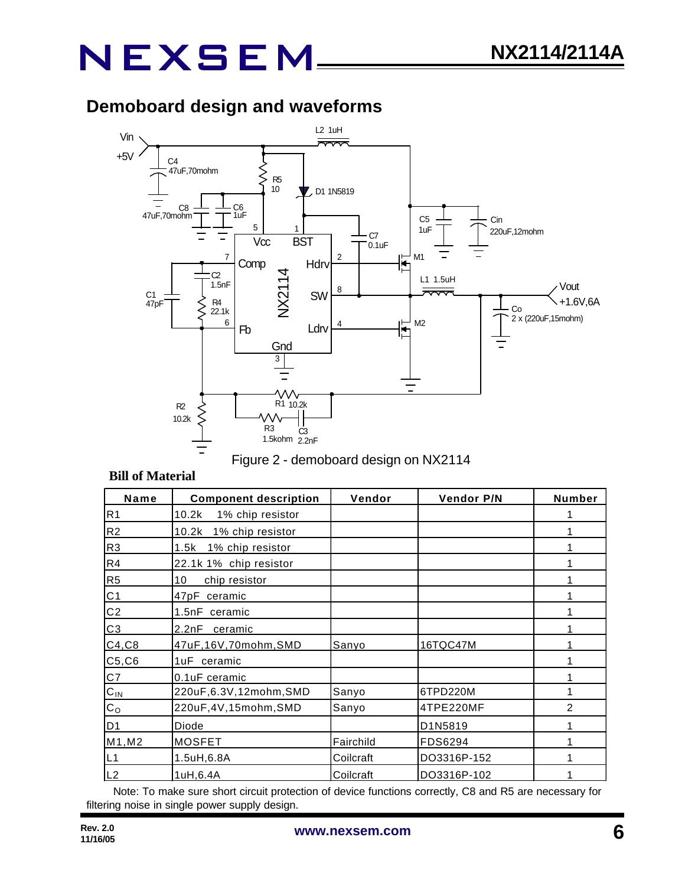## Demoboard design and waveforms

Figure 2 - demoboard design on NX2114

**Bill of Material**

| Name | Component description | Vendor | Vendor P/N | Number |
|---|---|---|---|---|
| R1 | 10.2k 1% chip resistor | | | 1 |
| R2 | 10.2k 1% chip resistor | | | 1 |
| R3 | 1.5k 1% chip resistor | | | 1 |
| R4 | 22.1k 1% chip resistor | | | 1 |
| R5 | 10 chip resistor | | | 1 |
| C1 | 47pF ceramic | | | 1 |
| C2 | 1.5nF ceramic | | | 1 |
| C3 | 2.2nF ceramic | | | 1 |
| C4,C8 | 47uF,16V,70mohm,SMD | Sanyo | 16TQC47M | 1 |
| C5,C6 | 1uF ceramic | | | 1 |
| C7 | 0.1uF ceramic | | | 1 |
| $C_{IN}$ | 220uF,6.3V,12mohm,SMD | Sanyo | 6TPD220M | 1 |
| $C_O$ | 220uF,4V,15mohm,SMD | Sanyo | 4TPE220MF | 2 |
| D1 | Diode | | D1N5819 | 1 |
| M1,M2 | MOSFET | Fairchild | FDS6294 | 1 |
| L1 | 1.5uH,6.8A | Coilcraft | DO3316P-152 | 1 |
| L2 | 1uH,6.4A | Coilcraft | DO3316P-102 | 1 |

Note: To make sure short circuit protection of device functions correctly, C8 and R5 are necessary for filtering noise in single power supply design.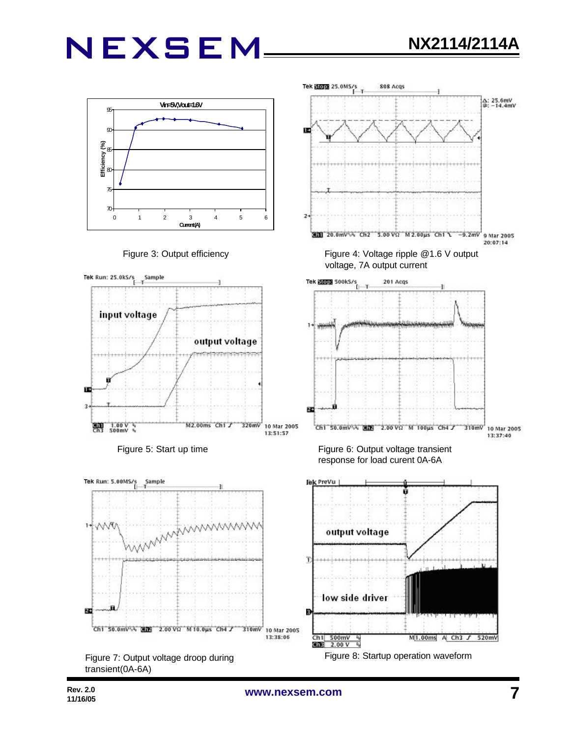Figure 3: Output efficiency

Figure 4: Voltage ripple @1.6 V output voltage, 7A output current

Figure 5: Start up time

Figure 6: Output voltage transient response for load curent 0A-6A

Figure 7: Output voltage droop during transient(0A-6A)

Figure 8: Startup operation waveform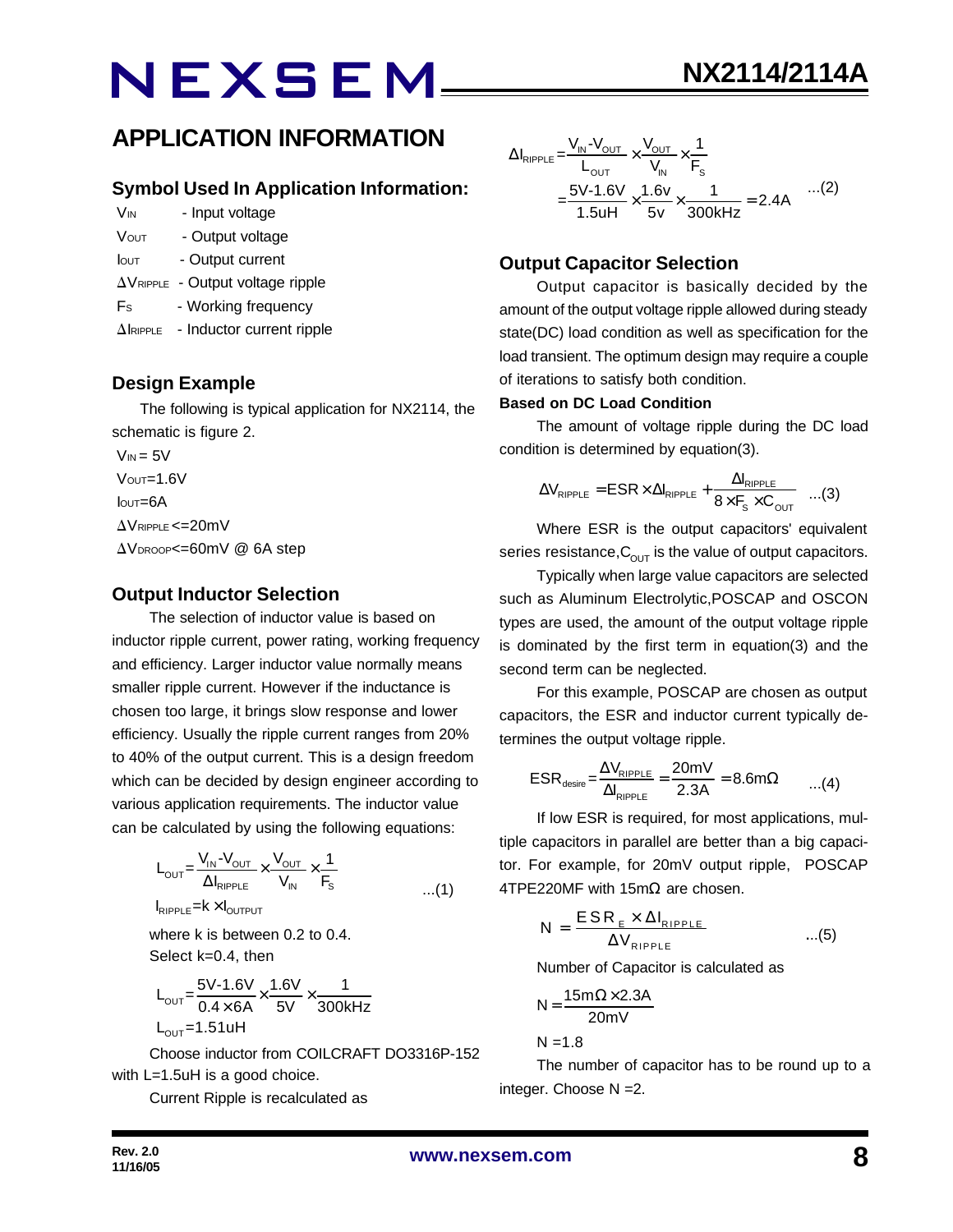## APPLICATION INFORMATION

### Symbol Used In Application Information:

$V_{IN}$ - Input voltage

$V_{OUT}$ - Output voltage

$I_{OUT}$ - Output current

$\Delta V_{RIPPLE}$ - Output voltage ripple

$F_S$ - Working frequency

$\Delta I_{RIPPLE}$ - Inductor current ripple

### Design Example

The following is typical application for NX2114, the schematic is figure 2.

$V_{IN} = 5V$

$V_{OUT}=1.6V$

$I_{OUT}=6A$

$\Delta V_{RIPPLE} <=20mV$

$\Delta V_{DROOP}<=60mV$ @ 6A step

### Output Inductor Selection

The selection of inductor value is based on inductor ripple current, power rating, working frequency and efficiency. Larger inductor value normally means smaller ripple current. However if the inductance is chosen too large, it brings slow response and lower efficiency. Usually the ripple current ranges from 20% to 40% of the output current. This is a design freedom which can be decided by design engineer according to various application requirements. The inductor value can be calculated by using the following equations:

$$L_{OUT}=\frac{V_{IN}-V_{OUT}}{\Delta I_{RIPPLE}}\times\frac{V_{OUT}}{V_{IN}}\times\frac{1}{F_S} \qquad ...(1)$$

$$I_{RIPPLE}=k\times I_{OUTPUT}$$

where k is between 0.2 to 0.4.

Select k=0.4, then

$$L_{OUT}=\frac{5V-1.6V}{0.4\times 6A}\times\frac{1.6V}{5V}\times\frac{1}{300kHz}$$

$$L_{OUT}=1.51uH$$

Choose inductor from COILCRAFT DO3316P-152 with L=1.5uH is a good choice.

Current Ripple is recalculated as

$$\Delta I_{RIPPLE}=\frac{V_{IN}-V_{OUT}}{L_{OUT}}\times\frac{V_{OUT}}{V_{IN}}\times\frac{1}{F_S}$$

$$=\frac{5V-1.6V}{1.5uH}\times\frac{1.6v}{5v}\times\frac{1}{300kHz}=2.4A \qquad ...(2)$$

### Output Capacitor Selection

Output capacitor is basically decided by the amount of the output voltage ripple allowed during steady state(DC) load condition as well as specification for the load transient. The optimum design may require a couple of iterations to satisfy both condition.

**Based on DC Load Condition**

The amount of voltage ripple during the DC load condition is determined by equation(3).

$$\Delta V_{RIPPLE}=ESR\times\Delta I_{RIPPLE}+\frac{\Delta I_{RIPPLE}}{8\times F_S\times C_{OUT}} \qquad ...(3)$$

Where ESR is the output capacitors' equivalent series resistance, $C_{OUT}$ is the value of output capacitors.

Typically when large value capacitors are selected such as Aluminum Electrolytic,POSCAP and OSCON types are used, the amount of the output voltage ripple is dominated by the first term in equation(3) and the second term can be neglected.

For this example, POSCAP are chosen as output capacitors, the ESR and inductor current typically determines the output voltage ripple.

$$ESR_{desire}=\frac{\Delta V_{RIPPLE}}{\Delta I_{RIPPLE}}=\frac{20mV}{2.3A}=8.6m\Omega \qquad ...(4)$$

If low ESR is required, for most applications, multiple capacitors in parallel are better than a big capacitor. For example, for 20mV output ripple, POSCAP 4TPE220MF with 15mΩ are chosen.

$$N=\frac{ESR_E\times\Delta I_{RIPPLE}}{\Delta V_{RIPPLE}} \qquad ...(5)$$

Number of Capacitor is calculated as

$$N=\frac{15m\Omega\times 2.3A}{20mV}$$

$$N=1.8$$

The number of capacitor has to be round up to a integer. Choose N =2.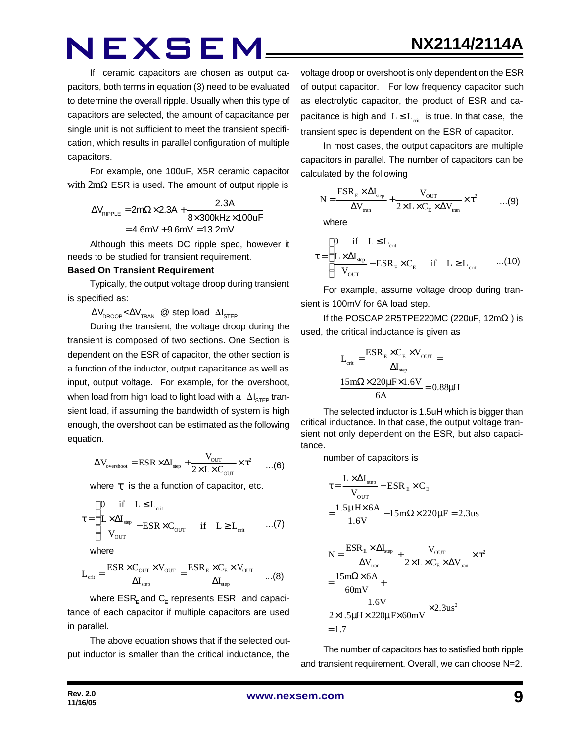If ceramic capacitors are chosen as output capacitors, both terms in equation (3) need to be evaluated to determine the overall ripple. Usually when this type of capacitors are selected, the amount of capacitance per single unit is not sufficient to meet the transient specification, which results in parallel configuration of multiple capacitors.

For example, one 100uF, X5R ceramic capacitor with 2mΩ ESR is used. The amount of output ripple is

$$\Delta V_{RIPPLE} = 2m\Omega \times 2.3A + \frac{2.3A}{8 \times 300kHz \times 100uF}$$
$$= 4.6mV + 9.6mV = 13.2mV$$

Although this meets DC ripple spec, however it needs to be studied for transient requirement.

**Based On Transient Requirement**

Typically, the output voltage droop during transient is specified as:

$\Delta V_{DROOP} < \Delta V_{TRAN}$ @ step load $\Delta I_{STEP}$

During the transient, the voltage droop during the transient is composed of two sections. One Section is dependent on the ESR of capacitor, the other section is a function of the inductor, output capacitance as well as input, output voltage. For example, for the overshoot, when load from high load to light load with a $\Delta I_{STEP}$ transient load, if assuming the bandwidth of system is high enough, the overshoot can be estimated as the following equation.

$$\Delta V_{overshoot} = ESR \times \Delta I_{step} + \frac{V_{OUT}}{2 \times L \times C_{OUT}} \times \tau^2 \quad ...(6)$$

where $\tau$ is the a function of capacitor, etc.

$$\tau = \begin{cases} 0 & \text{if} \quad L \le L_{crit} \\ \dfrac{L \times \Delta I_{step}}{V_{OUT}} - ESR \times C_{OUT} & \text{if} \quad L \ge L_{crit} \end{cases} \quad ...(7)$$

where

$$L_{crit} = \frac{ESR \times C_{OUT} \times V_{OUT}}{\Delta I_{step}} = \frac{ESR_E \times C_E \times V_{OUT}}{\Delta I_{step}} \quad ...(8)$$

where $ESR_E$ and $C_E$ represents ESR and capacitance of each capacitor if multiple capacitors are used in parallel.

The above equation shows that if the selected output inductor is smaller than the critical inductance, the voltage droop or overshoot is only dependent on the ESR of output capacitor. For low frequency capacitor such as electrolytic capacitor, the product of ESR and capacitance is high and $L \le L_{crit}$ is true. In that case, the transient spec is dependent on the ESR of capacitor.

In most cases, the output capacitors are multiple capacitors in parallel. The number of capacitors can be calculated by the following

$$N = \frac{ESR_E \times \Delta I_{step}}{\Delta V_{tran}} + \frac{V_{OUT}}{2 \times L \times C_E \times \Delta V_{tran}} \times \tau^2 \quad ...(9)$$

where

$$\tau = \begin{cases} 0 & \text{if} \quad L \le L_{crit} \\ \dfrac{L \times \Delta I_{step}}{V_{OUT}} - ESR_E \times C_E & \text{if} \quad L \ge L_{crit} \end{cases} \quad ...(10)$$

For example, assume voltage droop during transient is 100mV for 6A load step.

If the POSCAP 2R5TPE220MC (220uF, 12mΩ ) is used, the critical inductance is given as

$$L_{crit} = \frac{ESR_E \times C_E \times V_{OUT}}{\Delta I_{step}} =$$
$$\frac{15m\Omega \times 220\mu F \times 1.6V}{6A} = 0.88\mu H$$

The selected inductor is 1.5uH which is bigger than critical inductance. In that case, the output voltage transient not only dependent on the ESR, but also capacitance.

number of capacitors is

$$\tau = \frac{L \times \Delta I_{step}}{V_{OUT}} - ESR_E \times C_E$$
$$= \frac{1.5\mu H \times 6A}{1.6V} - 15m\Omega \times 220\mu F = 2.3us$$

$$N = \frac{ESR_E \times \Delta I_{step}}{\Delta V_{tran}} + \frac{V_{OUT}}{2 \times L \times C_E \times \Delta V_{tran}} \times \tau^2$$
$$= \frac{15m\Omega \times 6A}{60mV} +$$
$$\frac{1.6V}{2 \times 1.5\mu H \times 220\mu F \times 60mV} \times 2.3us^2$$
$$= 1.7$$

The number of capacitors has to satisfied both ripple and transient requirement. Overall, we can choose N=2.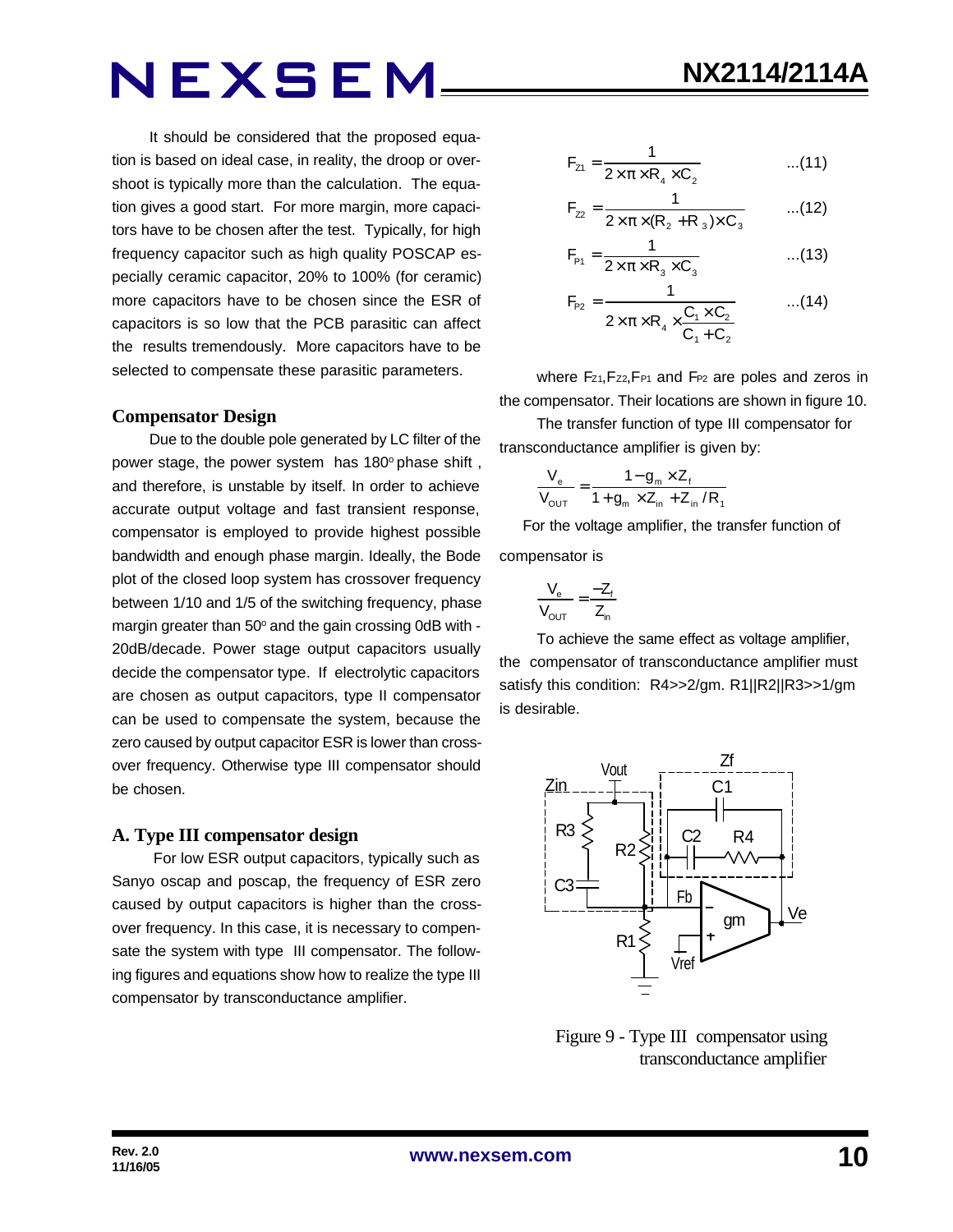It should be considered that the proposed equation is based on ideal case, in reality, the droop or overshoot is typically more than the calculation. The equation gives a good start. For more margin, more capacitors have to be chosen after the test. Typically, for high frequency capacitor such as high quality POSCAP especially ceramic capacitor, 20% to 100% (for ceramic) more capacitors have to be chosen since the ESR of capacitors is so low that the PCB parasitic can affect the results tremendously. More capacitors have to be selected to compensate these parasitic parameters.

## Compensator Design

Due to the double pole generated by LC filter of the power stage, the power system has 180° phase shift, and therefore, is unstable by itself. In order to achieve accurate output voltage and fast transient response, compensator is employed to provide highest possible bandwidth and enough phase margin. Ideally, the Bode plot of the closed loop system has crossover frequency between 1/10 and 1/5 of the switching frequency, phase margin greater than 50° and the gain crossing 0dB with -20dB/decade. Power stage output capacitors usually decide the compensator type. If electrolytic capacitors are chosen as output capacitors, type II compensator can be used to compensate the system, because the zero caused by output capacitor ESR is lower than crossover frequency. Otherwise type III compensator should be chosen.

### A. Type III compensator design

For low ESR output capacitors, typically such as Sanyo oscap and poscap, the frequency of ESR zero caused by output capacitors is higher than the crossover frequency. In this case, it is necessary to compensate the system with type III compensator. The following figures and equations show how to realize the type III compensator by transconductance amplifier.

$$F_{Z1} = \frac{1}{2 \times \pi \times R_4 \times C_2} \qquad ...(11)$$

$$F_{Z2} = \frac{1}{2 \times \pi \times (R_2 + R_3) \times C_3} \qquad ...(12)$$

$$F_{P1} = \frac{1}{2 \times \pi \times R_3 \times C_3} \qquad ...(13)$$

$$F_{P2} = \frac{1}{2 \times \pi \times R_4 \times \frac{C_1 \times C_2}{C_1 + C_2}} \qquad ...(14)$$

where $F_{Z1}$, $F_{Z2}$, $F_{P1}$ and $F_{P2}$ are poles and zeros in the compensator. Their locations are shown in figure 10.

The transfer function of type III compensator for transconductance amplifier is given by:

$$\frac{V_e}{V_{OUT}} = \frac{1 - g_m \times Z_f}{1 + g_m \times Z_{in} + Z_{in} / R_1}$$

For the voltage amplifier, the transfer function of compensator is

$$\frac{V_e}{V_{OUT}} = \frac{-Z_f}{Z_{in}}$$

To achieve the same effect as voltage amplifier, the compensator of transconductance amplifier must satisfy this condition: R4>>2/gm. R1||R2||R3>>1/gm is desirable.

Figure 9 - Type III compensator using transconductance amplifier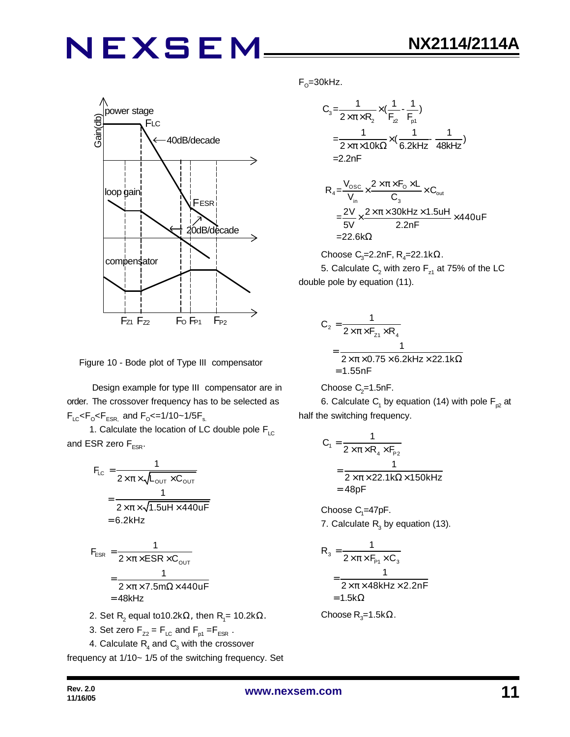Figure 10 - Bode plot of Type III compensator

Design example for type III compensator are in order. The crossover frequency has to be selected as $F_{LC}<F_O<F_{ESR}$, and $F_O<=1/10\sim1/5F_s$.

1. Calculate the location of LC double pole $F_{LC}$ and ESR zero $F_{ESR}$.

$$F_{LC} = \frac{1}{2\times\pi\times\sqrt{L_{OUT}\times C_{OUT}}} = \frac{1}{2\times\pi\times\sqrt{1.5uH\times440uF}} = 6.2kHz$$

$$F_{ESR} = \frac{1}{2\times\pi\times ESR\times C_{OUT}} = \frac{1}{2\times\pi\times7.5m\Omega\times440uF} = 48kHz$$

2. Set $R_2$ equal to10.2kΩ, then $R_1$= 10.2kΩ.

3. Set zero $F_{Z2} = F_{LC}$ and $F_{p1} = F_{ESR}$ .

4. Calculate $R_4$ and $C_3$ with the crossover frequency at 1/10~ 1/5 of the switching frequency. Set $F_O$=30kHz.

$$C_3 = \frac{1}{2\times\pi\times R_2}\times\left(\frac{1}{F_{z2}}-\frac{1}{F_{p1}}\right) = \frac{1}{2\times\pi\times10k\Omega}\times\left(\frac{1}{6.2kHz}-\frac{1}{48kHz}\right) = 2.2nF$$

$$R_4 = \frac{V_{OSC}}{V_{in}}\times\frac{2\times\pi\times F_O\times L}{C_3}\times C_{out} = \frac{2V}{5V}\times\frac{2\times\pi\times30kHz\times1.5uH}{2.2nF}\times440uF = 22.6k\Omega$$

Choose $C_3$=2.2nF, $R_4$=22.1kΩ.

5. Calculate $C_2$ with zero $F_{z1}$ at 75% of the LC double pole by equation (11).

$$C_2 = \frac{1}{2\times\pi\times F_{z1}\times R_4} = \frac{1}{2\times\pi\times0.75\times6.2kHz\times22.1k\Omega} = 1.55nF$$

Choose $C_2$=1.5nF.

6. Calculate $C_1$ by equation (14) with pole $F_{p2}$ at half the switching frequency.

$$C_1 = \frac{1}{2\times\pi\times R_4\times F_{P2}} = \frac{1}{2\times\pi\times22.1k\Omega\times150kHz} = 48pF$$

Choose $C_1$=47pF.

7. Calculate $R_3$ by equation (13).

$$R_3 = \frac{1}{2\times\pi\times F_{P1}\times C_3} = \frac{1}{2\times\pi\times48kHz\times2.2nF} = 1.5k\Omega$$

Choose $R_3$=1.5kΩ.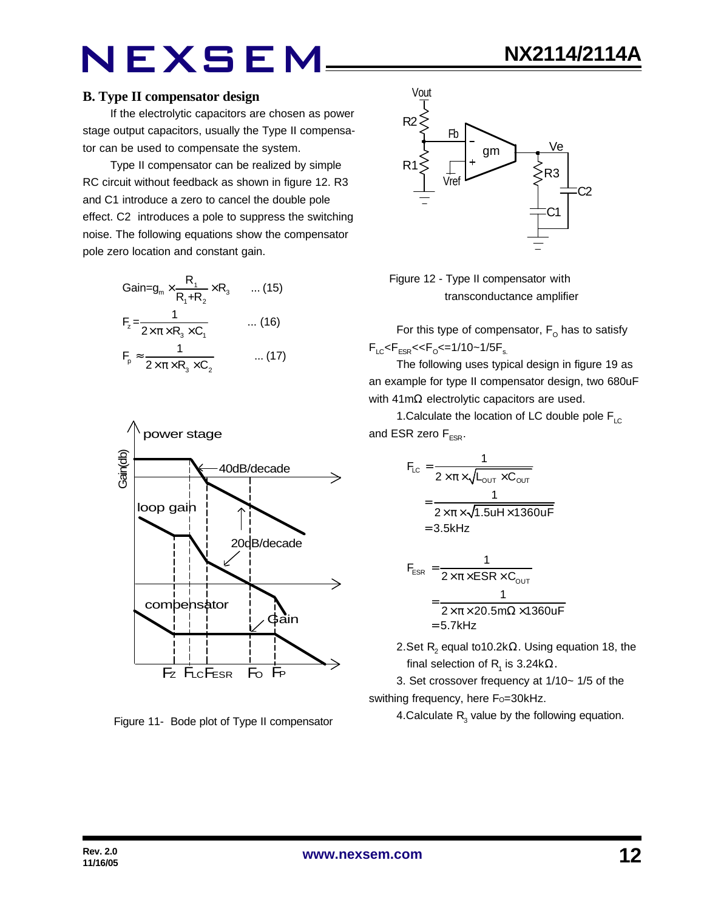## B. Type II compensator design

If the electrolytic capacitors are chosen as power stage output capacitors, usually the Type II compensator can be used to compensate the system.

Type II compensator can be realized by simple RC circuit without feedback as shown in figure 12. R3 and C1 introduce a zero to cancel the double pole effect. C2 introduces a pole to suppress the switching noise. The following equations show the compensator pole zero location and constant gain.

$$\text{Gain}=g_m \times \frac{R_1}{R_1+R_2} \times R_3 \quad ...(15)$$

$$F_z = \frac{1}{2 \times \pi \times R_3 \times C_1} \quad ...(16)$$

$$F_p \approx \frac{1}{2 \times \pi \times R_3 \times C_2} \quad ...(17)$$

Figure 11- Bode plot of Type II compensator

Figure 12 - Type II compensator with transconductance amplifier

For this type of compensator, $F_O$ has to satisfy $F_{LC}<F_{ESR}<<F_O<=1/10\sim1/5F_s$.

The following uses typical design in figure 19 as an example for type II compensator design, two 680uF with 41mΩ electrolytic capacitors are used.

1.Calculate the location of LC double pole $F_{LC}$ and ESR zero $F_{ESR}$.

$$F_{LC} = \frac{1}{2 \times \pi \times \sqrt{L_{OUT} \times C_{OUT}}} = \frac{1}{2 \times \pi \times \sqrt{1.5uH \times 1360uF}} = 3.5kHz$$

$$F_{ESR} = \frac{1}{2 \times \pi \times ESR \times C_{OUT}} = \frac{1}{2 \times \pi \times 20.5m\Omega \times 1360uF} = 5.7kHz$$

2.Set $R_2$ equal to10.2kΩ. Using equation 18, the final selection of $R_1$ is 3.24kΩ.

3. Set crossover frequency at 1/10~ 1/5 of the swithing frequency, here Fo=30kHz.

4.Calculate $R_3$ value by the following equation.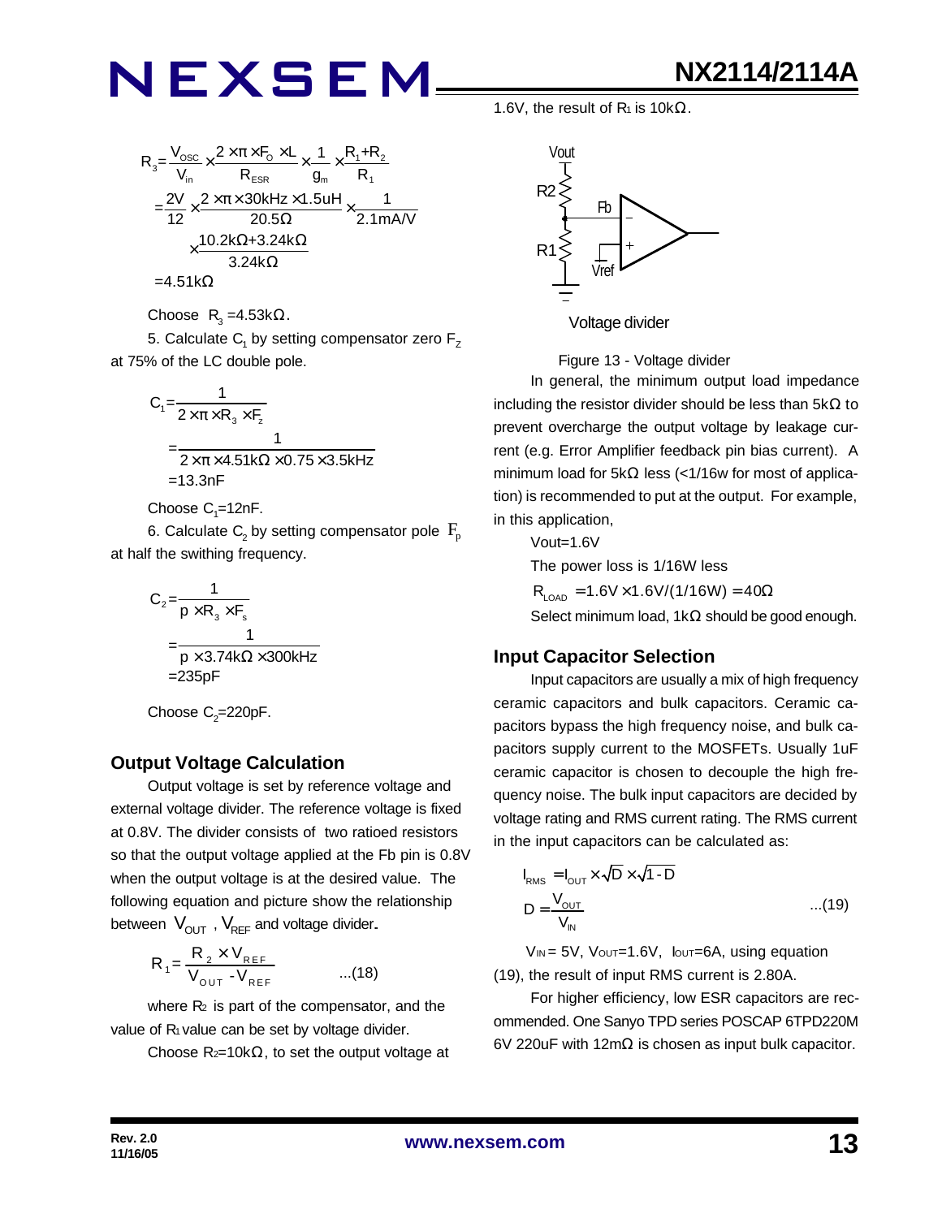$$R_3 = \frac{V_{OSC}}{V_{in}} \times \frac{2 \times \pi \times F_O \times L}{R_{ESR}} \times \frac{1}{g_m} \times \frac{R_1 + R_2}{R_1}$$

$$= \frac{2V}{12} \times \frac{2 \times \pi \times 30kHz \times 1.5uH}{20.5\Omega} \times \frac{1}{2.1mA/V} \times \frac{10.2k\Omega + 3.24k\Omega}{3.24k\Omega}$$

$$= 4.51k\Omega$$

Choose $R_3$ =4.53kΩ.

5. Calculate $C_1$ by setting compensator zero $F_Z$ at 75% of the LC double pole.

$$C_1 = \frac{1}{2 \times \pi \times R_3 \times F_z}$$

$$= \frac{1}{2 \times \pi \times 4.51k\Omega \times 0.75 \times 3.5kHz}$$

$$= 13.3nF$$

Choose $C_1$=12nF.

6. Calculate $C_2$ by setting compensator pole $F_p$ at half the swithing frequency.

$$C_2 = \frac{1}{p \times R_3 \times F_s}$$

$$= \frac{1}{p \times 3.74k\Omega \times 300kHz}$$

$$= 235pF$$

Choose $C_2$=220pF.

## Output Voltage Calculation

Output voltage is set by reference voltage and external voltage divider. The reference voltage is fixed at 0.8V. The divider consists of two ratioed resistors so that the output voltage applied at the Fb pin is 0.8V when the output voltage is at the desired value. The following equation and picture show the relationship between $V_{OUT}$ , $V_{REF}$ and voltage divider.

$$R_1 = \frac{R_2 \times V_{REF}}{V_{OUT} - V_{REF}} \qquad ...(18)$$

where $R_2$ is part of the compensator, and the value of $R_1$ value can be set by voltage divider.

Choose $R_2$=10kΩ, to set the output voltage at 1.6V, the result of $R_1$ is 10kΩ.

Voltage divider

Figure 13 - Voltage divider

In general, the minimum output load impedance including the resistor divider should be less than 5kΩ to prevent overcharge the output voltage by leakage current (e.g. Error Amplifier feedback pin bias current). A minimum load for 5kΩ less (<1/16w for most of application) is recommended to put at the output. For example, in this application,

Vout=1.6V

The power loss is 1/16W less

$R_{LOAD} = 1.6V \times 1.6V/(1/16W) = 40\Omega$

Select minimum load, 1kΩ should be good enough.

## Input Capacitor Selection

Input capacitors are usually a mix of high frequency ceramic capacitors and bulk capacitors. Ceramic capacitors bypass the high frequency noise, and bulk capacitors supply current to the MOSFETs. Usually 1uF ceramic capacitor is chosen to decouple the high frequency noise. The bulk input capacitors are decided by voltage rating and RMS current rating. The RMS current in the input capacitors can be calculated as:

$$I_{RMS} = I_{OUT} \times \sqrt{D} \times \sqrt{1-D}$$

$$D = \frac{V_{OUT}}{V_{IN}} \qquad ...(19)$$

$V_{IN}$ = 5V, $V_{OUT}$=1.6V, $I_{OUT}$=6A, using equation (19), the result of input RMS current is 2.80A.

For higher efficiency, low ESR capacitors are recommended. One Sanyo TPD series POSCAP 6TPD220M 6V 220uF with 12mΩ is chosen as input bulk capacitor.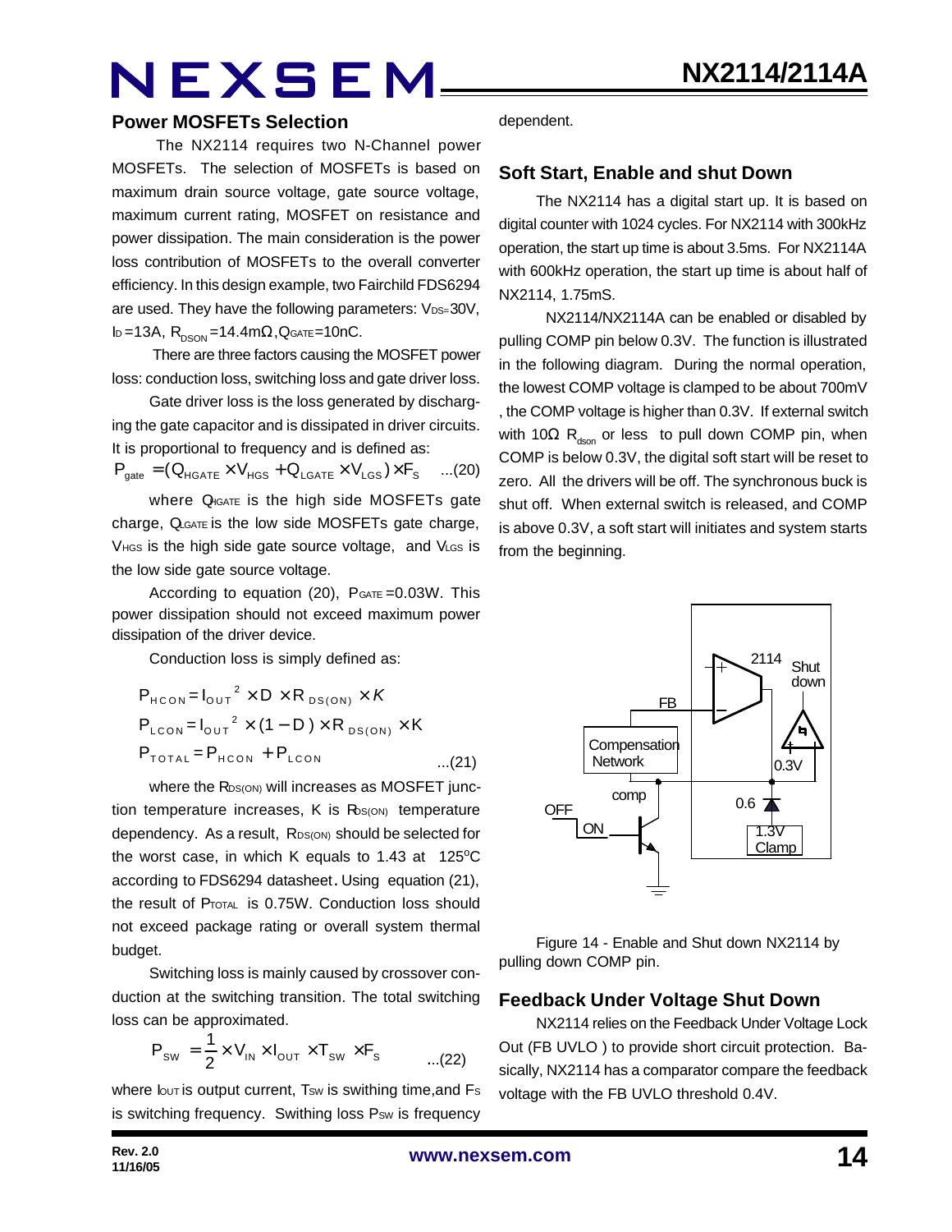## Power MOSFETs Selection

The NX2114 requires two N-Channel power MOSFETs. The selection of MOSFETs is based on maximum drain source voltage, gate source voltage, maximum current rating, MOSFET on resistance and power dissipation. The main consideration is the power loss contribution of MOSFETs to the overall converter efficiency. In this design example, two Fairchild FDS6294 are used. They have the following parameters: $V_{DS}$=30V, $I_D$=13A, $R_{DSON}$=14.4mΩ, $Q_{GATE}$=10nC.

There are three factors causing the MOSFET power loss: conduction loss, switching loss and gate driver loss.

Gate driver loss is the loss generated by discharging the gate capacitor and is dissipated in driver circuits. It is proportional to frequency and is defined as:

$$P_{gate} = (Q_{HGATE} \times V_{HGS} + Q_{LGATE} \times V_{LGS}) \times F_S \quad ...(20)$$

where $Q_{HGATE}$ is the high side MOSFETs gate charge, $Q_{LGATE}$ is the low side MOSFETs gate charge, $V_{HGS}$ is the high side gate source voltage, and $V_{LGS}$ is the low side gate source voltage.

According to equation (20), $P_{GATE}$=0.03W. This power dissipation should not exceed maximum power dissipation of the driver device.

Conduction loss is simply defined as:

$$P_{HCON} = I_{OUT}^2 \times D \times R_{DS(ON)} \times K$$
$$P_{LCON} = I_{OUT}^2 \times (1-D) \times R_{DS(ON)} \times K$$
$$P_{TOTAL} = P_{HCON} + P_{LCON} \quad ...(21)$$

where the $R_{DS(ON)}$ will increases as MOSFET junction temperature increases, K is $R_{DS(ON)}$ temperature dependency. As a result, $R_{DS(ON)}$ should be selected for the worst case, in which K equals to 1.43 at 125°C according to FDS6294 datasheet. Using equation (21), the result of $P_{TOTAL}$ is 0.75W. Conduction loss should not exceed package rating or overall system thermal budget.

Switching loss is mainly caused by crossover conduction at the switching transition. The total switching loss can be approximated.

$$P_{SW} = \frac{1}{2} \times V_{IN} \times I_{OUT} \times T_{SW} \times F_S \quad ...(22)$$

where $I_{OUT}$ is output current, $T_{SW}$ is swithing time, and $F_S$ is switching frequency. Swithing loss $P_{SW}$ is frequency dependent.

## Soft Start, Enable and shut Down

The NX2114 has a digital start up. It is based on digital counter with 1024 cycles. For NX2114 with 300kHz operation, the start up time is about 3.5ms. For NX2114A with 600kHz operation, the start up time is about half of NX2114, 1.75mS.

NX2114/NX2114A can be enabled or disabled by pulling COMP pin below 0.3V. The function is illustrated in the following diagram. During the normal operation, the lowest COMP voltage is clamped to be about 700mV , the COMP voltage is higher than 0.3V. If external switch with 10Ω $R_{dson}$ or less to pull down COMP pin, when COMP is below 0.3V, the digital soft start will be reset to zero. All the drivers will be off. The synchronous buck is shut off. When external switch is released, and COMP is above 0.3V, a soft start will initiates and system starts from the beginning.

Figure 14 - Enable and Shut down NX2114 by pulling down COMP pin.

## Feedback Under Voltage Shut Down

NX2114 relies on the Feedback Under Voltage Lock Out (FB UVLO ) to provide short circuit protection. Basically, NX2114 has a comparator compare the feedback voltage with the FB UVLO threshold 0.4V.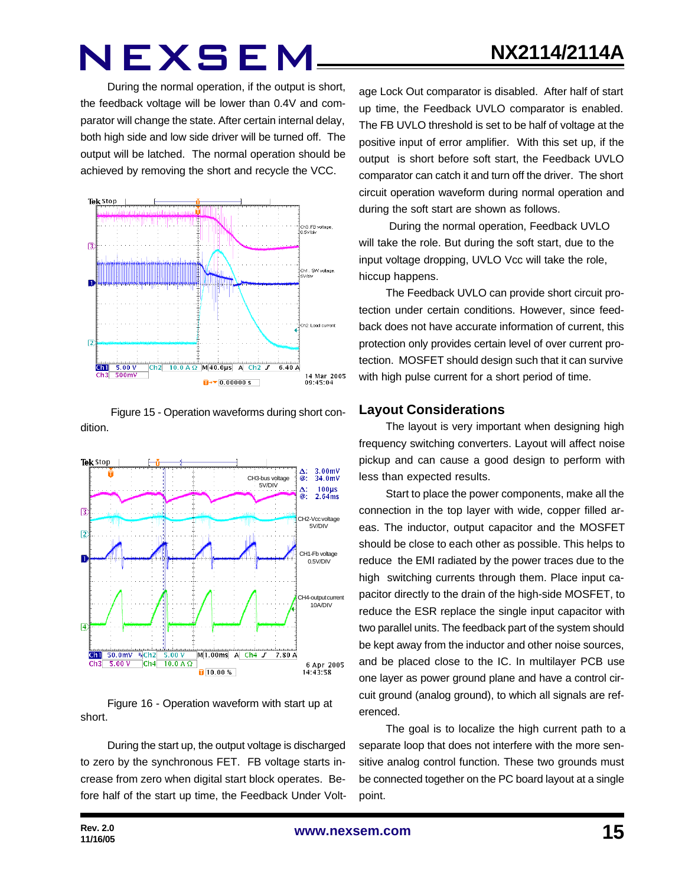During the normal operation, if the output is short, the feedback voltage will be lower than 0.4V and comparator will change the state. After certain internal delay, both high side and low side driver will be turned off. The output will be latched. The normal operation should be achieved by removing the short and recycle the VCC.

Figure 15 - Operation waveforms during short condition.

Figure 16 - Operation waveform with start up at short.

During the start up, the output voltage is discharged to zero by the synchronous FET. FB voltage starts increase from zero when digital start block operates. Before half of the start up time, the Feedback Under Voltage Lock Out comparator is disabled. After half of start up time, the Feedback UVLO comparator is enabled. The FB UVLO threshold is set to be half of voltage at the positive input of error amplifier. With this set up, if the output is short before soft start, the Feedback UVLO comparator can catch it and turn off the driver. The short circuit operation waveform during normal operation and during the soft start are shown as follows.

During the normal operation, Feedback UVLO will take the role. But during the soft start, due to the input voltage dropping, UVLO Vcc will take the role, hiccup happens.

The Feedback UVLO can provide short circuit protection under certain conditions. However, since feedback does not have accurate information of current, this protection only provides certain level of over current protection. MOSFET should design such that it can survive with high pulse current for a short period of time.

## Layout Considerations

The layout is very important when designing high frequency switching converters. Layout will affect noise pickup and can cause a good design to perform with less than expected results.

Start to place the power components, make all the connection in the top layer with wide, copper filled areas. The inductor, output capacitor and the MOSFET should be close to each other as possible. This helps to reduce the EMI radiated by the power traces due to the high switching currents through them. Place input capacitor directly to the drain of the high-side MOSFET, to reduce the ESR replace the single input capacitor with two parallel units. The feedback part of the system should be kept away from the inductor and other noise sources, and be placed close to the IC. In multilayer PCB use one layer as power ground plane and have a control circuit ground (analog ground), to which all signals are referenced.

The goal is to localize the high current path to a separate loop that does not interfere with the more sensitive analog control function. These two grounds must be connected together on the PC board layout at a single point.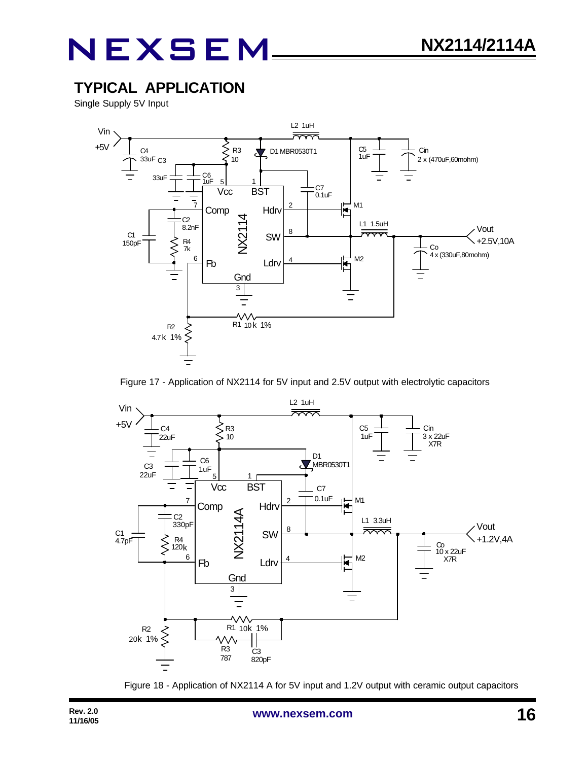## TYPICAL APPLICATION

Single Supply 5V Input

Figure 17 - Application of NX2114 for 5V input and 2.5V output with electrolytic capacitors

Figure 18 - Application of NX2114 A for 5V input and 1.2V output with ceramic output capacitors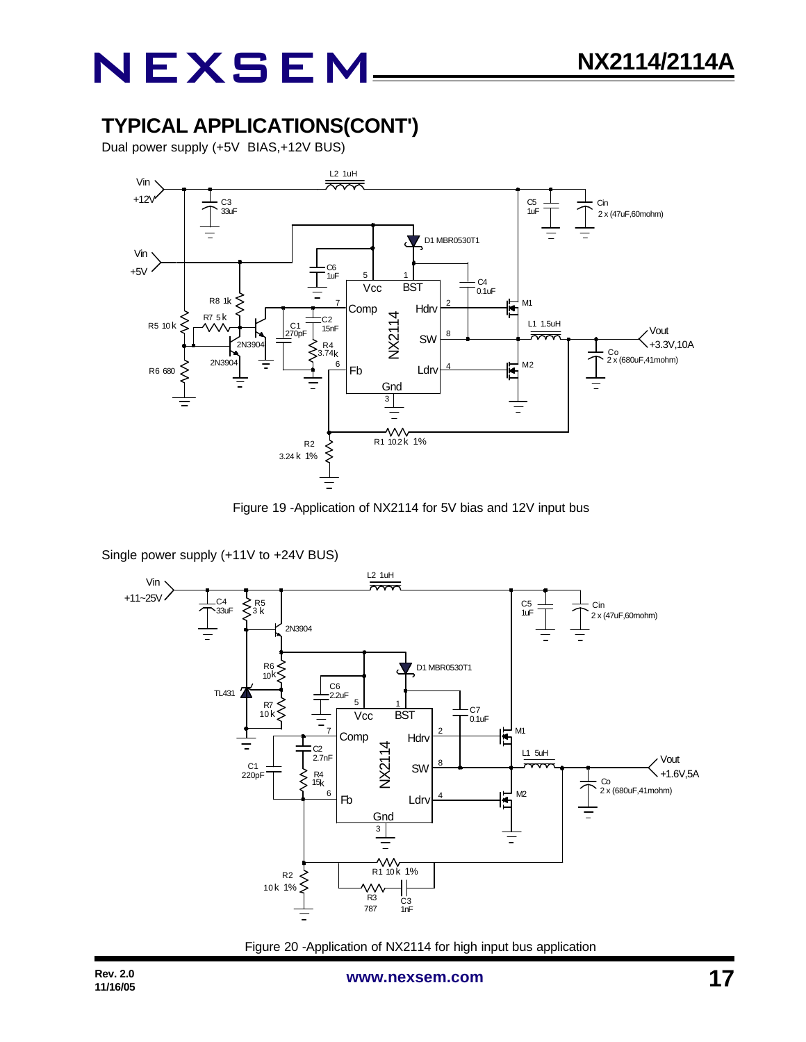## TYPICAL APPLICATIONS(CONT')

Dual power supply (+5V BIAS,+12V BUS)

Vin
+12V
C3
33uF
L2 1uH
C5
1uF
Cin
2 x (47uF,60mohm)
D1 MBR0530T1
Vin
+5V
C6
1uF
5
Vcc
1
BST
C4
0.1uF
R8 1k
7
Comp
NX2114
2
Hdrv
M1
R5 10k
R7 5k
C1
270pF
C2
15nF
L1 1.5uH
Vout
+3.3V,10A
2N3904
R4
3.74k
8
SW
Co
2 x (680uF,41mohm)
2N3904
R6 680
6
Fb
4
Ldrv
M2
Gnd
3
R1 10.2k 1%
R2
3.24k 1%

Figure 19 -Application of NX2114 for 5V bias and 12V input bus

Single power supply (+11V to +24V BUS)

Vin
+11~25V
C4
33uF
R5
3k
L2 1uH
C5
1uF
Cin
2 x (47uF,60mohm)
2N3904
D1 MBR0530T1
R6
10k
C6
2.2uF
TL431
R7
10k
5
Vcc
1
BST
C7
0.1uF
7
Comp
NX2114
2
Hdrv
M1
C2
2.7nF
L1 5uH
Vout
+1.6V,5A
C1
220pF
R4
15k
8
SW
Co
2 x (680uF,41mohm)
6
Fb
4
Ldrv
M2
Gnd
3
R1 10k 1%
R2
10k 1%
R3
787
C3
1nF

Figure 20 -Application of NX2114 for high input bus application